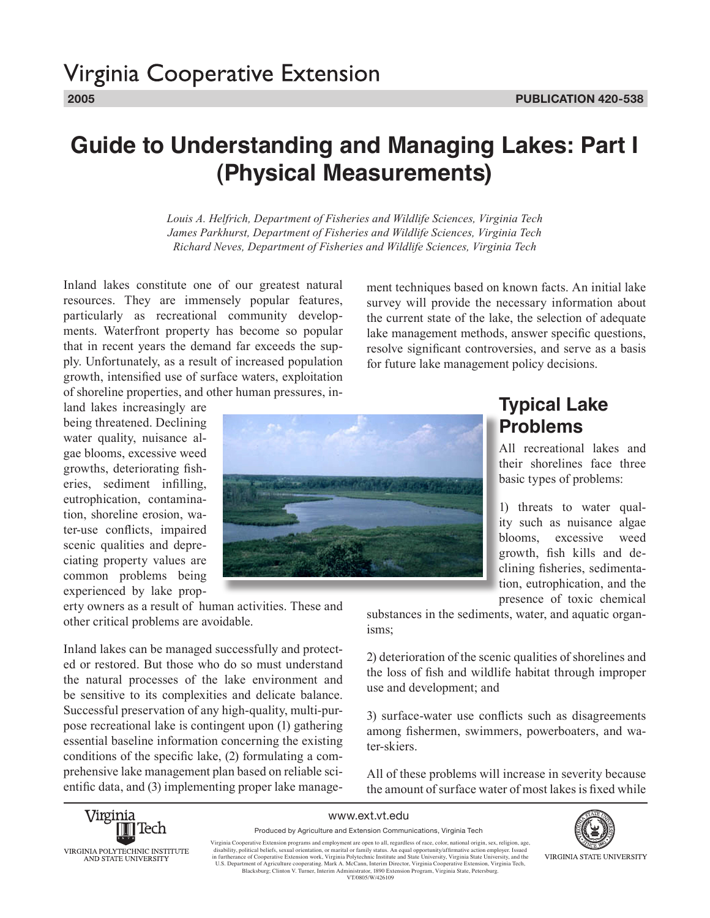Virginia Cooperative Extension

2005

PUBLICATION 420-538

# Guide to Understanding and Managing Lakes: Part I (Physical Measurements)

*Louis A. Helfrich, Department of Fisheries and Wildlife Sciences, Virginia Tech*
*James Parkhurst, Department of Fisheries and Wildlife Sciences, Virginia Tech*
*Richard Neves, Department of Fisheries and Wildlife Sciences, Virginia Tech*

Inland lakes constitute one of our greatest natural resources. They are immensely popular features, particularly as recreational community developments. Waterfront property has become so popular that in recent years the demand far exceeds the supply. Unfortunately, as a result of increased population growth, intensified use of surface waters, exploitation of shoreline properties, and other human pressures, inland lakes increasingly are being threatened. Declining water quality, nuisance algae blooms, excessive weed growths, deteriorating fisheries, sediment infilling, eutrophication, contamination, shoreline erosion, water-use conflicts, impaired scenic qualities and depreciating property values are common problems being experienced by lake property owners as a result of human activities. These and other critical problems are avoidable.

Inland lakes can be managed successfully and protected or restored. But those who do so must understand the natural processes of the lake environment and be sensitive to its complexities and delicate balance. Successful preservation of any high-quality, multi-purpose recreational lake is contingent upon (1) gathering essential baseline information concerning the existing conditions of the specific lake, (2) formulating a comprehensive lake management plan based on reliable scientific data, and (3) implementing proper lake management techniques based on known facts. An initial lake survey will provide the necessary information about the current state of the lake, the selection of adequate lake management methods, answer specific questions, resolve significant controversies, and serve as a basis for future lake management policy decisions.

## Typical Lake Problems

All recreational lakes and their shorelines face three basic types of problems:

1) threats to water quality such as nuisance algae blooms, excessive weed growth, fish kills and declining fisheries, sedimentation, eutrophication, and the presence of toxic chemical substances in the sediments, water, and aquatic organisms;

2) deterioration of the scenic qualities of shorelines and the loss of fish and wildlife habitat through improper use and development; and

3) surface-water use conflicts such as disagreements among fishermen, swimmers, powerboaters, and water-skiers.

All of these problems will increase in severity because the amount of surface water of most lakes is fixed while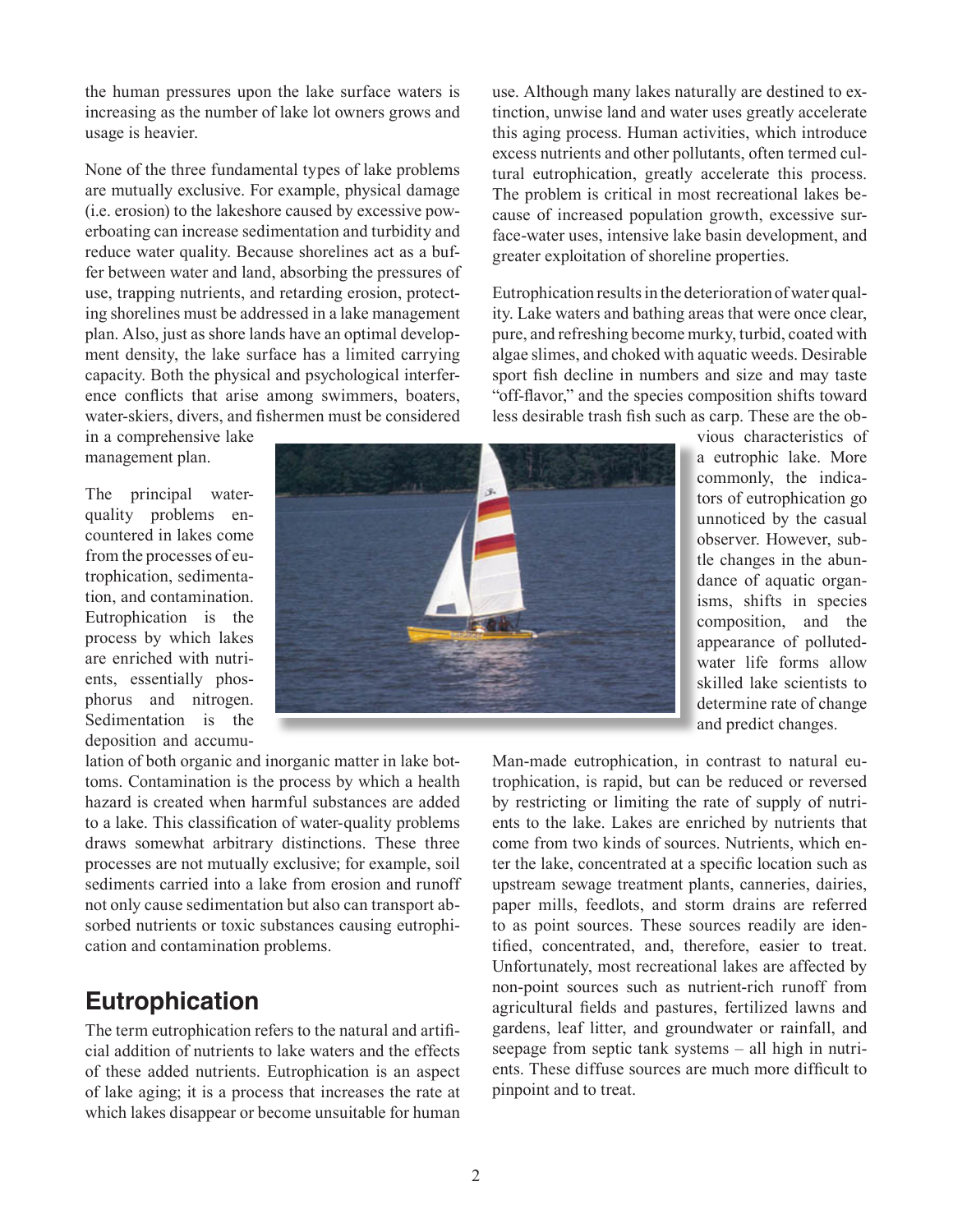the human pressures upon the lake surface waters is increasing as the number of lake lot owners grows and usage is heavier.

None of the three fundamental types of lake problems are mutually exclusive. For example, physical damage (i.e. erosion) to the lakeshore caused by excessive powerboating can increase sedimentation and turbidity and reduce water quality. Because shorelines act as a buffer between water and land, absorbing the pressures of use, trapping nutrients, and retarding erosion, protecting shorelines must be addressed in a lake management plan. Also, just as shore lands have an optimal development density, the lake surface has a limited carrying capacity. Both the physical and psychological interference conflicts that arise among swimmers, boaters, water-skiers, divers, and fishermen must be considered in a comprehensive lake management plan.

The principal water-quality problems encountered in lakes come from the processes of eutrophication, sedimentation, and contamination. Eutrophication is the process by which lakes are enriched with nutrients, essentially phosphorus and nitrogen. Sedimentation is the deposition and accumulation of both organic and inorganic matter in lake bottoms. Contamination is the process by which a health hazard is created when harmful substances are added to a lake. This classification of water-quality problems draws somewhat arbitrary distinctions. These three processes are not mutually exclusive; for example, soil sediments carried into a lake from erosion and runoff not only cause sedimentation but also can transport absorbed nutrients or toxic substances causing eutrophication and contamination problems.

## Eutrophication

The term eutrophication refers to the natural and artificial addition of nutrients to lake waters and the effects of these added nutrients. Eutrophication is an aspect of lake aging; it is a process that increases the rate at which lakes disappear or become unsuitable for human use. Although many lakes naturally are destined to extinction, unwise land and water uses greatly accelerate this aging process. Human activities, which introduce excess nutrients and other pollutants, often termed cultural eutrophication, greatly accelerate this process. The problem is critical in most recreational lakes because of increased population growth, excessive surface-water uses, intensive lake basin development, and greater exploitation of shoreline properties.

Eutrophication results in the deterioration of water quality. Lake waters and bathing areas that were once clear, pure, and refreshing become murky, turbid, coated with algae slimes, and choked with aquatic weeds. Desirable sport fish decline in numbers and size and may taste "off-flavor," and the species composition shifts toward less desirable trash fish such as carp. These are the obvious characteristics of a eutrophic lake. More commonly, the indicators of eutrophication go unnoticed by the casual observer. However, subtle changes in the abundance of aquatic organisms, shifts in species composition, and the appearance of polluted-water life forms allow skilled lake scientists to determine rate of change and predict changes.

Man-made eutrophication, in contrast to natural eutrophication, is rapid, but can be reduced or reversed by restricting or limiting the rate of supply of nutrients to the lake. Lakes are enriched by nutrients that come from two kinds of sources. Nutrients, which enter the lake, concentrated at a specific location such as upstream sewage treatment plants, canneries, dairies, paper mills, feedlots, and storm drains are referred to as point sources. These sources readily are identified, concentrated, and, therefore, easier to treat. Unfortunately, most recreational lakes are affected by non-point sources such as nutrient-rich runoff from agricultural fields and pastures, fertilized lawns and gardens, leaf litter, and groundwater or rainfall, and seepage from septic tank systems – all high in nutrients. These diffuse sources are much more difficult to pinpoint and to treat.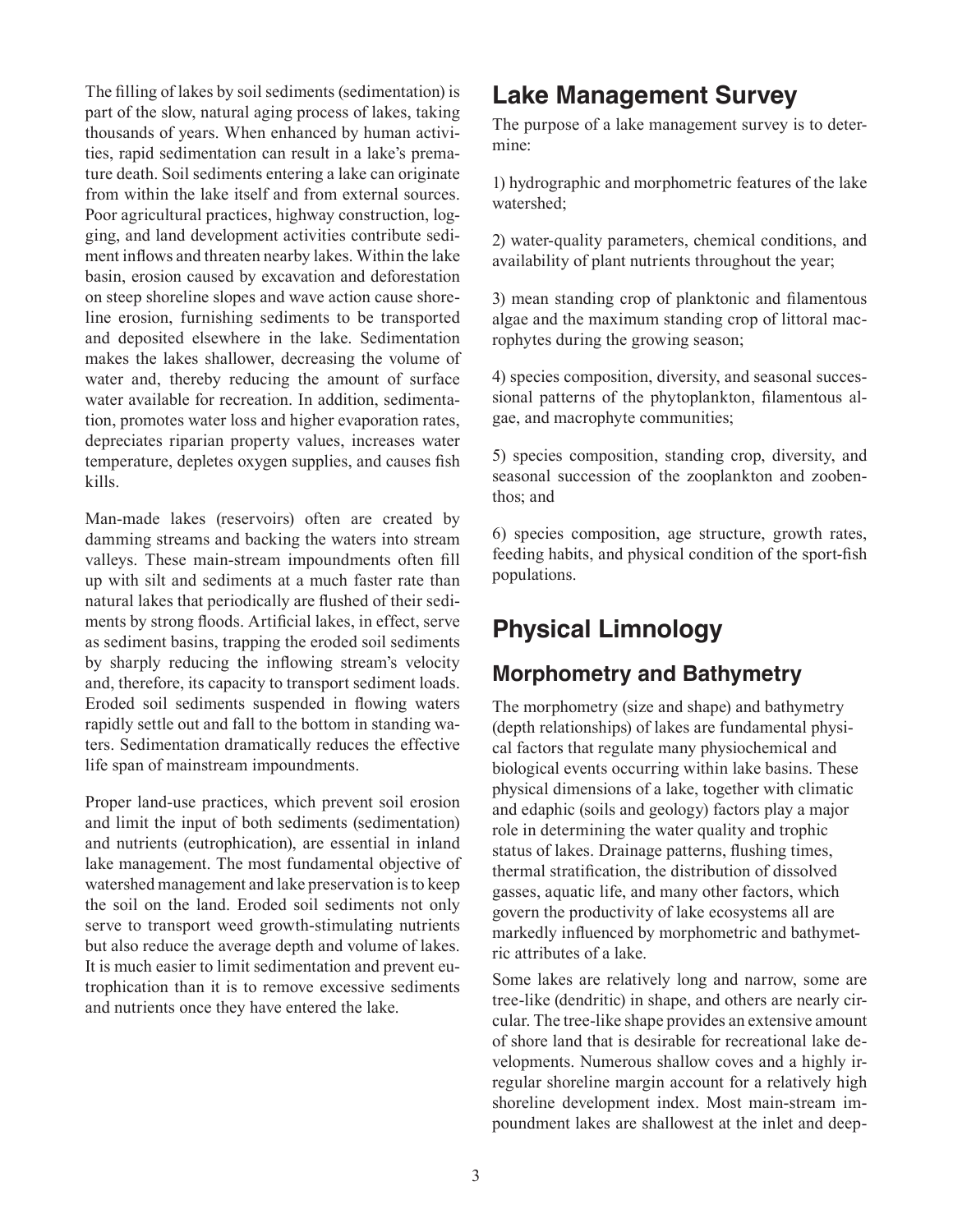The filling of lakes by soil sediments (sedimentation) is part of the slow, natural aging process of lakes, taking thousands of years. When enhanced by human activities, rapid sedimentation can result in a lake's premature death. Soil sediments entering a lake can originate from within the lake itself and from external sources. Poor agricultural practices, highway construction, logging, and land development activities contribute sediment inflows and threaten nearby lakes. Within the lake basin, erosion caused by excavation and deforestation on steep shoreline slopes and wave action cause shoreline erosion, furnishing sediments to be transported and deposited elsewhere in the lake. Sedimentation makes the lakes shallower, decreasing the volume of water and, thereby reducing the amount of surface water available for recreation. In addition, sedimentation, promotes water loss and higher evaporation rates, depreciates riparian property values, increases water temperature, depletes oxygen supplies, and causes fish kills.

Man-made lakes (reservoirs) often are created by damming streams and backing the waters into stream valleys. These main-stream impoundments often fill up with silt and sediments at a much faster rate than natural lakes that periodically are flushed of their sediments by strong floods. Artificial lakes, in effect, serve as sediment basins, trapping the eroded soil sediments by sharply reducing the inflowing stream's velocity and, therefore, its capacity to transport sediment loads. Eroded soil sediments suspended in flowing waters rapidly settle out and fall to the bottom in standing waters. Sedimentation dramatically reduces the effective life span of mainstream impoundments.

Proper land-use practices, which prevent soil erosion and limit the input of both sediments (sedimentation) and nutrients (eutrophication), are essential in inland lake management. The most fundamental objective of watershed management and lake preservation is to keep the soil on the land. Eroded soil sediments not only serve to transport weed growth-stimulating nutrients but also reduce the average depth and volume of lakes. It is much easier to limit sedimentation and prevent eutrophication than it is to remove excessive sediments and nutrients once they have entered the lake.

## Lake Management Survey

The purpose of a lake management survey is to determine:

1) hydrographic and morphometric features of the lake watershed;

2) water-quality parameters, chemical conditions, and availability of plant nutrients throughout the year;

3) mean standing crop of planktonic and filamentous algae and the maximum standing crop of littoral macrophytes during the growing season;

4) species composition, diversity, and seasonal successional patterns of the phytoplankton, filamentous algae, and macrophyte communities;

5) species composition, standing crop, diversity, and seasonal succession of the zooplankton and zoobenthos; and

6) species composition, age structure, growth rates, feeding habits, and physical condition of the sport-fish populations.

## Physical Limnology

### Morphometry and Bathymetry

The morphometry (size and shape) and bathymetry (depth relationships) of lakes are fundamental physical factors that regulate many physiochemical and biological events occurring within lake basins. These physical dimensions of a lake, together with climatic and edaphic (soils and geology) factors play a major role in determining the water quality and trophic status of lakes. Drainage patterns, flushing times, thermal stratification, the distribution of dissolved gasses, aquatic life, and many other factors, which govern the productivity of lake ecosystems all are markedly influenced by morphometric and bathymetric attributes of a lake.

Some lakes are relatively long and narrow, some are tree-like (dendritic) in shape, and others are nearly circular. The tree-like shape provides an extensive amount of shore land that is desirable for recreational lake developments. Numerous shallow coves and a highly irregular shoreline margin account for a relatively high shoreline development index. Most main-stream impoundment lakes are shallowest at the inlet and deep-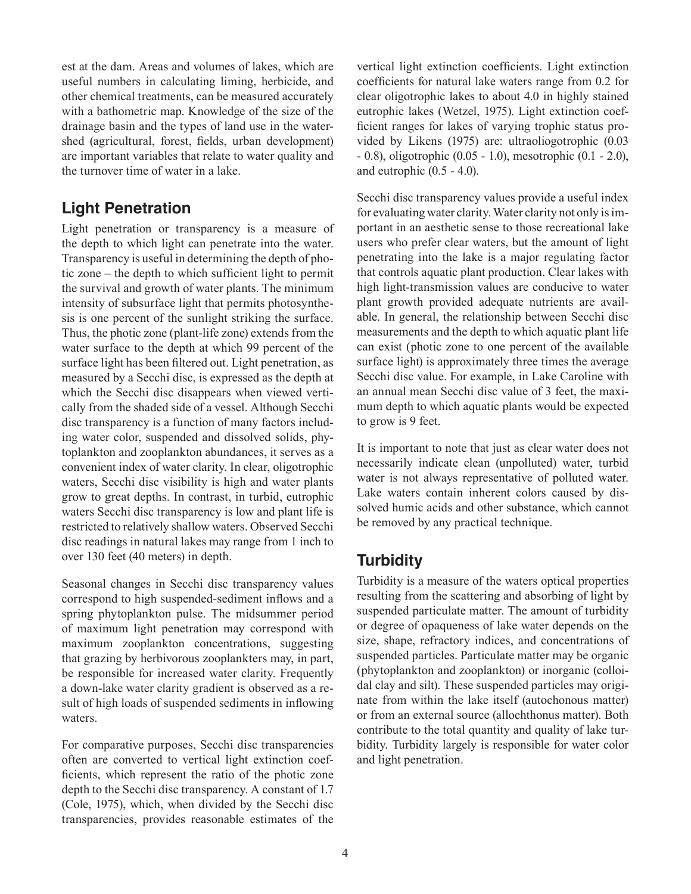est at the dam. Areas and volumes of lakes, which are useful numbers in calculating liming, herbicide, and other chemical treatments, can be measured accurately with a bathometric map. Knowledge of the size of the drainage basin and the types of land use in the watershed (agricultural, forest, fields, urban development) are important variables that relate to water quality and the turnover time of water in a lake.

## Light Penetration

Light penetration or transparency is a measure of the depth to which light can penetrate into the water. Transparency is useful in determining the depth of photic zone – the depth to which sufficient light to permit the survival and growth of water plants. The minimum intensity of subsurface light that permits photosynthesis is one percent of the sunlight striking the surface. Thus, the photic zone (plant-life zone) extends from the water surface to the depth at which 99 percent of the surface light has been filtered out. Light penetration, as measured by a Secchi disc, is expressed as the depth at which the Secchi disc disappears when viewed vertically from the shaded side of a vessel. Although Secchi disc transparency is a function of many factors including water color, suspended and dissolved solids, phytoplankton and zooplankton abundances, it serves as a convenient index of water clarity. In clear, oligotrophic waters, Secchi disc visibility is high and water plants grow to great depths. In contrast, in turbid, eutrophic waters Secchi disc transparency is low and plant life is restricted to relatively shallow waters. Observed Secchi disc readings in natural lakes may range from 1 inch to over 130 feet (40 meters) in depth.

Seasonal changes in Secchi disc transparency values correspond to high suspended-sediment inflows and a spring phytoplankton pulse. The midsummer period of maximum light penetration may correspond with maximum zooplankton concentrations, suggesting that grazing by herbivorous zooplankters may, in part, be responsible for increased water clarity. Frequently a down-lake water clarity gradient is observed as a result of high loads of suspended sediments in inflowing waters.

For comparative purposes, Secchi disc transparencies often are converted to vertical light extinction coefficients, which represent the ratio of the photic zone depth to the Secchi disc transparency. A constant of 1.7 (Cole, 1975), which, when divided by the Secchi disc transparencies, provides reasonable estimates of the vertical light extinction coefficients. Light extinction coefficients for natural lake waters range from 0.2 for clear oligotrophic lakes to about 4.0 in highly stained eutrophic lakes (Wetzel, 1975). Light extinction coefficient ranges for lakes of varying trophic status provided by Likens (1975) are: ultraoliogotrophic (0.03 - 0.8), oligotrophic (0.05 - 1.0), mesotrophic (0.1 - 2.0), and eutrophic (0.5 - 4.0).

Secchi disc transparency values provide a useful index for evaluating water clarity. Water clarity not only is important in an aesthetic sense to those recreational lake users who prefer clear waters, but the amount of light penetrating into the lake is a major regulating factor that controls aquatic plant production. Clear lakes with high light-transmission values are conducive to water plant growth provided adequate nutrients are available. In general, the relationship between Secchi disc measurements and the depth to which aquatic plant life can exist (photic zone to one percent of the available surface light) is approximately three times the average Secchi disc value. For example, in Lake Caroline with an annual mean Secchi disc value of 3 feet, the maximum depth to which aquatic plants would be expected to grow is 9 feet.

It is important to note that just as clear water does not necessarily indicate clean (unpolluted) water, turbid water is not always representative of polluted water. Lake waters contain inherent colors caused by dissolved humic acids and other substance, which cannot be removed by any practical technique.

## Turbidity

Turbidity is a measure of the waters optical properties resulting from the scattering and absorbing of light by suspended particulate matter. The amount of turbidity or degree of opaqueness of lake water depends on the size, shape, refractory indices, and concentrations of suspended particles. Particulate matter may be organic (phytoplankton and zooplankton) or inorganic (colloidal clay and silt). These suspended particles may originate from within the lake itself (autochonous matter) or from an external source (allochthonus matter). Both contribute to the total quantity and quality of lake turbidity. Turbidity largely is responsible for water color and light penetration.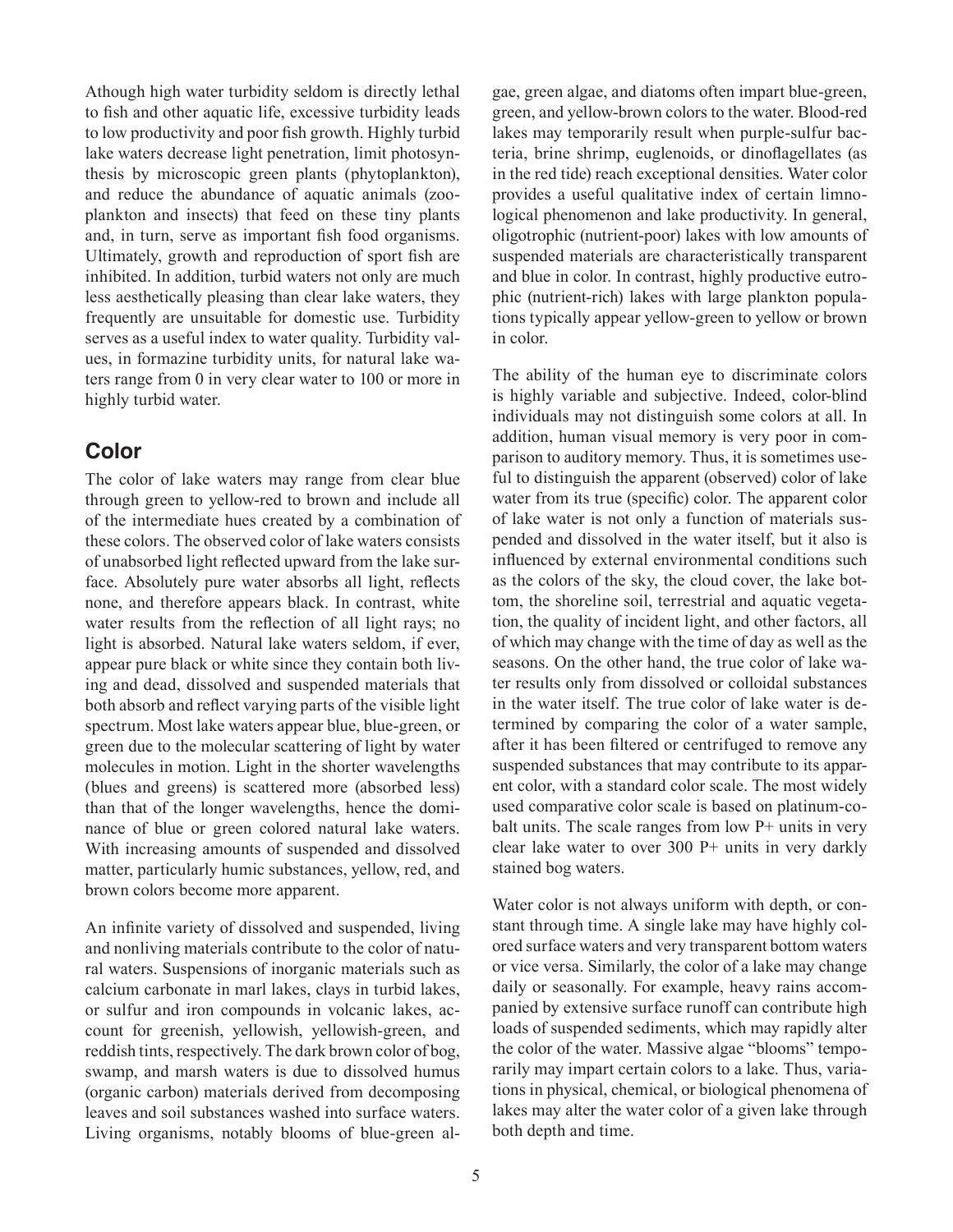Athough high water turbidity seldom is directly lethal to fish and other aquatic life, excessive turbidity leads to low productivity and poor fish growth. Highly turbid lake waters decrease light penetration, limit photosynthesis by microscopic green plants (phytoplankton), and reduce the abundance of aquatic animals (zooplankton and insects) that feed on these tiny plants and, in turn, serve as important fish food organisms. Ultimately, growth and reproduction of sport fish are inhibited. In addition, turbid waters not only are much less aesthetically pleasing than clear lake waters, they frequently are unsuitable for domestic use. Turbidity serves as a useful index to water quality. Turbidity values, in formazine turbidity units, for natural lake waters range from 0 in very clear water to 100 or more in highly turbid water.

## Color

The color of lake waters may range from clear blue through green to yellow-red to brown and include all of the intermediate hues created by a combination of these colors. The observed color of lake waters consists of unabsorbed light reflected upward from the lake surface. Absolutely pure water absorbs all light, reflects none, and therefore appears black. In contrast, white water results from the reflection of all light rays; no light is absorbed. Natural lake waters seldom, if ever, appear pure black or white since they contain both living and dead, dissolved and suspended materials that both absorb and reflect varying parts of the visible light spectrum. Most lake waters appear blue, blue-green, or green due to the molecular scattering of light by water molecules in motion. Light in the shorter wavelengths (blues and greens) is scattered more (absorbed less) than that of the longer wavelengths, hence the dominance of blue or green colored natural lake waters. With increasing amounts of suspended and dissolved matter, particularly humic substances, yellow, red, and brown colors become more apparent.

An infinite variety of dissolved and suspended, living and nonliving materials contribute to the color of natural waters. Suspensions of inorganic materials such as calcium carbonate in marl lakes, clays in turbid lakes, or sulfur and iron compounds in volcanic lakes, account for greenish, yellowish, yellowish-green, and reddish tints, respectively. The dark brown color of bog, swamp, and marsh waters is due to dissolved humus (organic carbon) materials derived from decomposing leaves and soil substances washed into surface waters. Living organisms, notably blooms of blue-green algae, green algae, and diatoms often impart blue-green, green, and yellow-brown colors to the water. Blood-red lakes may temporarily result when purple-sulfur bacteria, brine shrimp, euglenoids, or dinoflagellates (as in the red tide) reach exceptional densities. Water color provides a useful qualitative index of certain limnological phenomenon and lake productivity. In general, oligotrophic (nutrient-poor) lakes with low amounts of suspended materials are characteristically transparent and blue in color. In contrast, highly productive eutrophic (nutrient-rich) lakes with large plankton populations typically appear yellow-green to yellow or brown in color.

The ability of the human eye to discriminate colors is highly variable and subjective. Indeed, color-blind individuals may not distinguish some colors at all. In addition, human visual memory is very poor in comparison to auditory memory. Thus, it is sometimes useful to distinguish the apparent (observed) color of lake water from its true (specific) color. The apparent color of lake water is not only a function of materials suspended and dissolved in the water itself, but it also is influenced by external environmental conditions such as the colors of the sky, the cloud cover, the lake bottom, the shoreline soil, terrestrial and aquatic vegetation, the quality of incident light, and other factors, all of which may change with the time of day as well as the seasons. On the other hand, the true color of lake water results only from dissolved or colloidal substances in the water itself. The true color of lake water is determined by comparing the color of a water sample, after it has been filtered or centrifuged to remove any suspended substances that may contribute to its apparent color, with a standard color scale. The most widely used comparative color scale is based on platinum-cobalt units. The scale ranges from low P+ units in very clear lake water to over 300 P+ units in very darkly stained bog waters.

Water color is not always uniform with depth, or constant through time. A single lake may have highly colored surface waters and very transparent bottom waters or vice versa. Similarly, the color of a lake may change daily or seasonally. For example, heavy rains accompanied by extensive surface runoff can contribute high loads of suspended sediments, which may rapidly alter the color of the water. Massive algae "blooms" temporarily may impart certain colors to a lake. Thus, variations in physical, chemical, or biological phenomena of lakes may alter the water color of a given lake through both depth and time.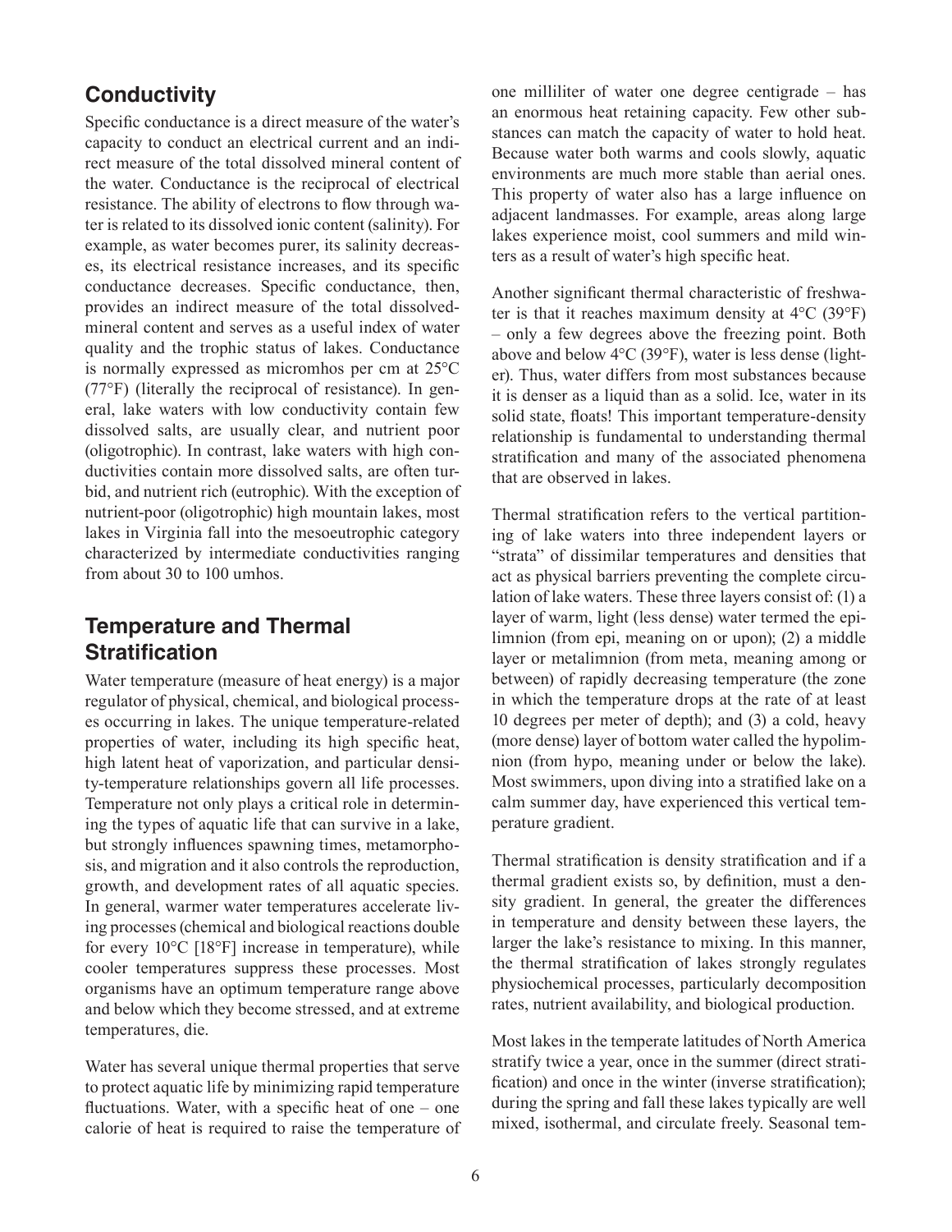## Conductivity

Specific conductance is a direct measure of the water's capacity to conduct an electrical current and an indirect measure of the total dissolved mineral content of the water. Conductance is the reciprocal of electrical resistance. The ability of electrons to flow through water is related to its dissolved ionic content (salinity). For example, as water becomes purer, its salinity decreases, its electrical resistance increases, and its specific conductance decreases. Specific conductance, then, provides an indirect measure of the total dissolved-mineral content and serves as a useful index of water quality and the trophic status of lakes. Conductance is normally expressed as micromhos per cm at 25°C (77°F) (literally the reciprocal of resistance). In general, lake waters with low conductivity contain few dissolved salts, are usually clear, and nutrient poor (oligotrophic). In contrast, lake waters with high conductivities contain more dissolved salts, are often turbid, and nutrient rich (eutrophic). With the exception of nutrient-poor (oligotrophic) high mountain lakes, most lakes in Virginia fall into the mesoeutrophic category characterized by intermediate conductivities ranging from about 30 to 100 umhos.

## Temperature and Thermal Stratification

Water temperature (measure of heat energy) is a major regulator of physical, chemical, and biological processes occurring in lakes. The unique temperature-related properties of water, including its high specific heat, high latent heat of vaporization, and particular density-temperature relationships govern all life processes. Temperature not only plays a critical role in determining the types of aquatic life that can survive in a lake, but strongly influences spawning times, metamorphosis, and migration and it also controls the reproduction, growth, and development rates of all aquatic species. In general, warmer water temperatures accelerate living processes (chemical and biological reactions double for every 10°C [18°F] increase in temperature), while cooler temperatures suppress these processes. Most organisms have an optimum temperature range above and below which they become stressed, and at extreme temperatures, die.

Water has several unique thermal properties that serve to protect aquatic life by minimizing rapid temperature fluctuations. Water, with a specific heat of one – one calorie of heat is required to raise the temperature of one milliliter of water one degree centigrade – has an enormous heat retaining capacity. Few other substances can match the capacity of water to hold heat. Because water both warms and cools slowly, aquatic environments are much more stable than aerial ones. This property of water also has a large influence on adjacent landmasses. For example, areas along large lakes experience moist, cool summers and mild winters as a result of water's high specific heat.

Another significant thermal characteristic of freshwater is that it reaches maximum density at 4°C (39°F) – only a few degrees above the freezing point. Both above and below 4°C (39°F), water is less dense (lighter). Thus, water differs from most substances because it is denser as a liquid than as a solid. Ice, water in its solid state, floats! This important temperature-density relationship is fundamental to understanding thermal stratification and many of the associated phenomena that are observed in lakes.

Thermal stratification refers to the vertical partitioning of lake waters into three independent layers or "strata" of dissimilar temperatures and densities that act as physical barriers preventing the complete circulation of lake waters. These three layers consist of: (1) a layer of warm, light (less dense) water termed the epilimnion (from epi, meaning on or upon); (2) a middle layer or metalimnion (from meta, meaning among or between) of rapidly decreasing temperature (the zone in which the temperature drops at the rate of at least 10 degrees per meter of depth); and (3) a cold, heavy (more dense) layer of bottom water called the hypolimnion (from hypo, meaning under or below the lake). Most swimmers, upon diving into a stratified lake on a calm summer day, have experienced this vertical temperature gradient.

Thermal stratification is density stratification and if a thermal gradient exists so, by definition, must a density gradient. In general, the greater the differences in temperature and density between these layers, the larger the lake's resistance to mixing. In this manner, the thermal stratification of lakes strongly regulates physiochemical processes, particularly decomposition rates, nutrient availability, and biological production.

Most lakes in the temperate latitudes of North America stratify twice a year, once in the summer (direct stratification) and once in the winter (inverse stratification); during the spring and fall these lakes typically are well mixed, isothermal, and circulate freely. Seasonal tem-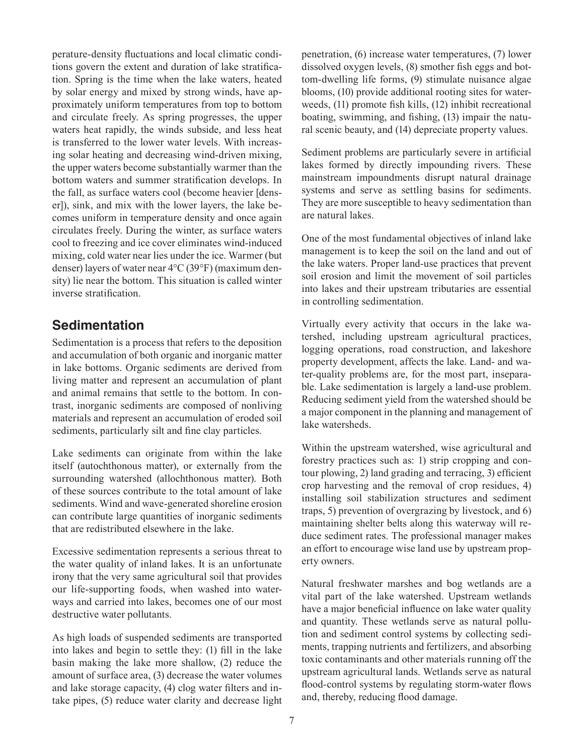perature-density fluctuations and local climatic conditions govern the extent and duration of lake stratification. Spring is the time when the lake waters, heated by solar energy and mixed by strong winds, have approximately uniform temperatures from top to bottom and circulate freely. As spring progresses, the upper waters heat rapidly, the winds subside, and less heat is transferred to the lower water levels. With increasing solar heating and decreasing wind-driven mixing, the upper waters become substantially warmer than the bottom waters and summer stratification develops. In the fall, as surface waters cool (become heavier [denser]), sink, and mix with the lower layers, the lake becomes uniform in temperature density and once again circulates freely. During the winter, as surface waters cool to freezing and ice cover eliminates wind-induced mixing, cold water near lies under the ice. Warmer (but denser) layers of water near 4°C (39°F) (maximum density) lie near the bottom. This situation is called winter inverse stratification.

## Sedimentation

Sedimentation is a process that refers to the deposition and accumulation of both organic and inorganic matter in lake bottoms. Organic sediments are derived from living matter and represent an accumulation of plant and animal remains that settle to the bottom. In contrast, inorganic sediments are composed of nonliving materials and represent an accumulation of eroded soil sediments, particularly silt and fine clay particles.

Lake sediments can originate from within the lake itself (autochthonous matter), or externally from the surrounding watershed (allochthonous matter). Both of these sources contribute to the total amount of lake sediments. Wind and wave-generated shoreline erosion can contribute large quantities of inorganic sediments that are redistributed elsewhere in the lake.

Excessive sedimentation represents a serious threat to the water quality of inland lakes. It is an unfortunate irony that the very same agricultural soil that provides our life-supporting foods, when washed into waterways and carried into lakes, becomes one of our most destructive water pollutants.

As high loads of suspended sediments are transported into lakes and begin to settle they: (1) fill in the lake basin making the lake more shallow, (2) reduce the amount of surface area, (3) decrease the water volumes and lake storage capacity, (4) clog water filters and intake pipes, (5) reduce water clarity and decrease light penetration, (6) increase water temperatures, (7) lower dissolved oxygen levels, (8) smother fish eggs and bottom-dwelling life forms, (9) stimulate nuisance algae blooms, (10) provide additional rooting sites for waterweeds, (11) promote fish kills, (12) inhibit recreational boating, swimming, and fishing, (13) impair the natural scenic beauty, and (14) depreciate property values.

Sediment problems are particularly severe in artificial lakes formed by directly impounding rivers. These mainstream impoundments disrupt natural drainage systems and serve as settling basins for sediments. They are more susceptible to heavy sedimentation than are natural lakes.

One of the most fundamental objectives of inland lake management is to keep the soil on the land and out of the lake waters. Proper land-use practices that prevent soil erosion and limit the movement of soil particles into lakes and their upstream tributaries are essential in controlling sedimentation.

Virtually every activity that occurs in the lake watershed, including upstream agricultural practices, logging operations, road construction, and lakeshore property development, affects the lake. Land- and water-quality problems are, for the most part, inseparable. Lake sedimentation is largely a land-use problem. Reducing sediment yield from the watershed should be a major component in the planning and management of lake watersheds.

Within the upstream watershed, wise agricultural and forestry practices such as: 1) strip cropping and contour plowing, 2) land grading and terracing, 3) efficient crop harvesting and the removal of crop residues, 4) installing soil stabilization structures and sediment traps, 5) prevention of overgrazing by livestock, and 6) maintaining shelter belts along this waterway will reduce sediment rates. The professional manager makes an effort to encourage wise land use by upstream property owners.

Natural freshwater marshes and bog wetlands are a vital part of the lake watershed. Upstream wetlands have a major beneficial influence on lake water quality and quantity. These wetlands serve as natural pollution and sediment control systems by collecting sediments, trapping nutrients and fertilizers, and absorbing toxic contaminants and other materials running off the upstream agricultural lands. Wetlands serve as natural flood-control systems by regulating storm-water flows and, thereby, reducing flood damage.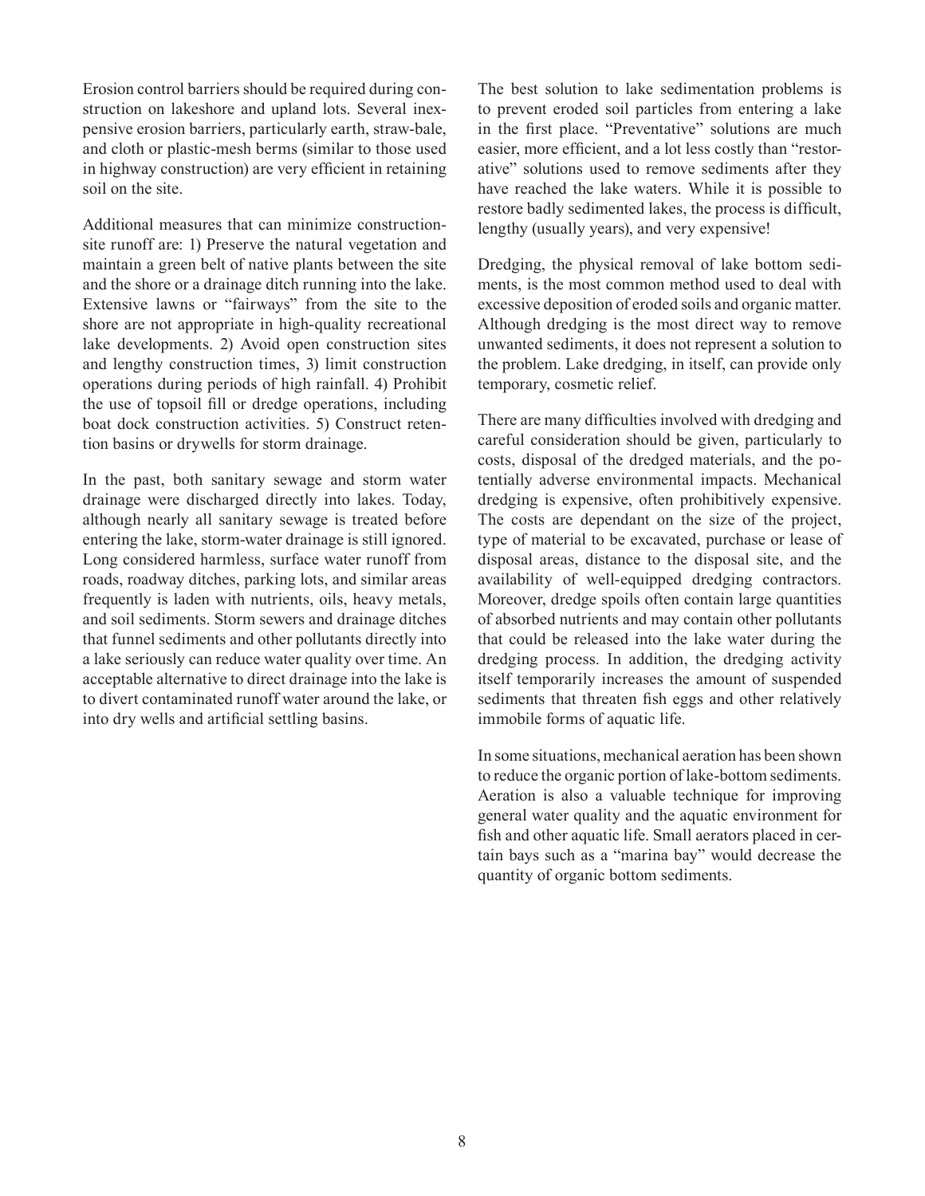Erosion control barriers should be required during construction on lakeshore and upland lots. Several inexpensive erosion barriers, particularly earth, straw-bale, and cloth or plastic-mesh berms (similar to those used in highway construction) are very efficient in retaining soil on the site.

Additional measures that can minimize construction-site runoff are: 1) Preserve the natural vegetation and maintain a green belt of native plants between the site and the shore or a drainage ditch running into the lake. Extensive lawns or "fairways" from the site to the shore are not appropriate in high-quality recreational lake developments. 2) Avoid open construction sites and lengthy construction times, 3) limit construction operations during periods of high rainfall. 4) Prohibit the use of topsoil fill or dredge operations, including boat dock construction activities. 5) Construct retention basins or drywells for storm drainage.

In the past, both sanitary sewage and storm water drainage were discharged directly into lakes. Today, although nearly all sanitary sewage is treated before entering the lake, storm-water drainage is still ignored. Long considered harmless, surface water runoff from roads, roadway ditches, parking lots, and similar areas frequently is laden with nutrients, oils, heavy metals, and soil sediments. Storm sewers and drainage ditches that funnel sediments and other pollutants directly into a lake seriously can reduce water quality over time. An acceptable alternative to direct drainage into the lake is to divert contaminated runoff water around the lake, or into dry wells and artificial settling basins.

The best solution to lake sedimentation problems is to prevent eroded soil particles from entering a lake in the first place. "Preventative" solutions are much easier, more efficient, and a lot less costly than "restorative" solutions used to remove sediments after they have reached the lake waters. While it is possible to restore badly sedimented lakes, the process is difficult, lengthy (usually years), and very expensive!

Dredging, the physical removal of lake bottom sediments, is the most common method used to deal with excessive deposition of eroded soils and organic matter. Although dredging is the most direct way to remove unwanted sediments, it does not represent a solution to the problem. Lake dredging, in itself, can provide only temporary, cosmetic relief.

There are many difficulties involved with dredging and careful consideration should be given, particularly to costs, disposal of the dredged materials, and the potentially adverse environmental impacts. Mechanical dredging is expensive, often prohibitively expensive. The costs are dependant on the size of the project, type of material to be excavated, purchase or lease of disposal areas, distance to the disposal site, and the availability of well-equipped dredging contractors. Moreover, dredge spoils often contain large quantities of absorbed nutrients and may contain other pollutants that could be released into the lake water during the dredging process. In addition, the dredging activity itself temporarily increases the amount of suspended sediments that threaten fish eggs and other relatively immobile forms of aquatic life.

In some situations, mechanical aeration has been shown to reduce the organic portion of lake-bottom sediments. Aeration is also a valuable technique for improving general water quality and the aquatic environment for fish and other aquatic life. Small aerators placed in certain bays such as a "marina bay" would decrease the quantity of organic bottom sediments.